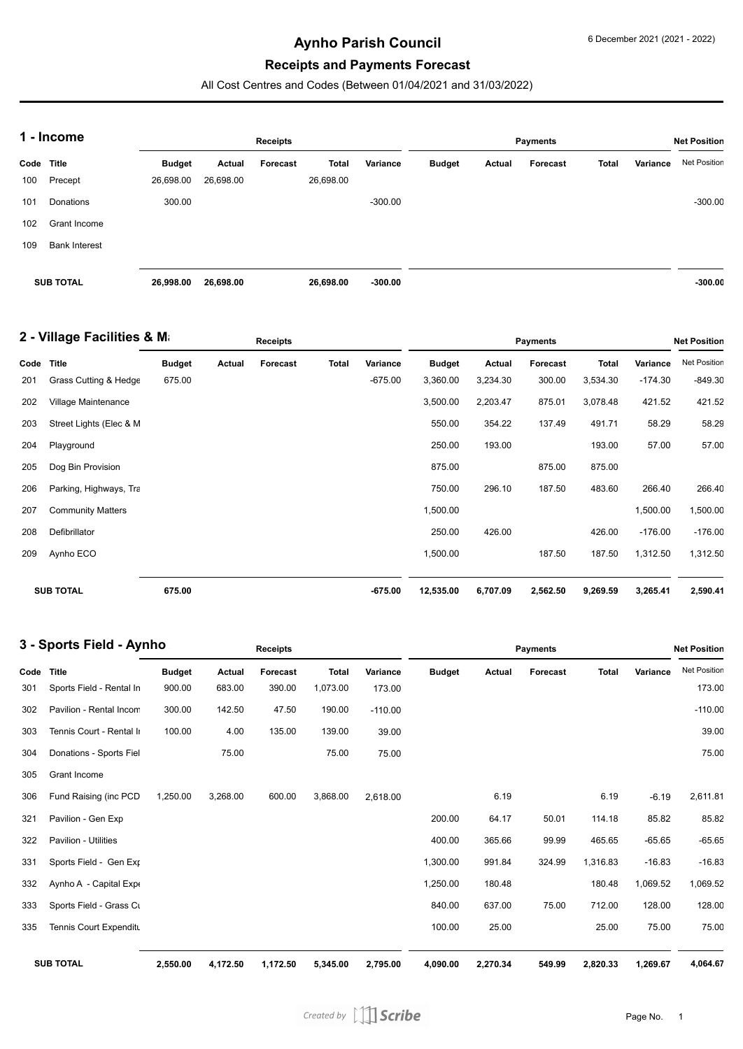# Aynho Parish Council

## Receipts and Payments Forecast

All Cost Centres and Codes (Between 01/04/2021 and 31/03/2022)

### 1 - Income

| | | Receipts | | | | | Payments | | | | | Net Position |
|---|---|---|---|---|---|---|---|---|---|---|---|---|
| Code | Title | Budget | Actual | Forecast | Total | Variance | Budget | Actual | Forecast | Total | Variance | Net Position |
| 100 | Precept | 26,698.00 | 26,698.00 | | 26,698.00 | | | | | | | |
| 101 | Donations | 300.00 | | | | -300.00 | | | | | | -300.00 |
| 102 | Grant Income | | | | | | | | | | | |
| 109 | Bank Interest | | | | | | | | | | | |
| | SUB TOTAL | 26,998.00 | 26,698.00 | | 26,698.00 | -300.00 | | | | | | -300.00 |

### 2 - Village Facilities & Ma

| | | Receipts | | | | | Payments | | | | | Net Position |
|---|---|---|---|---|---|---|---|---|---|---|---|---|
| Code | Title | Budget | Actual | Forecast | Total | Variance | Budget | Actual | Forecast | Total | Variance | Net Position |
| 201 | Grass Cutting & Hedge | 675.00 | | | | -675.00 | 3,360.00 | 3,234.30 | 300.00 | 3,534.30 | -174.30 | -849.30 |
| 202 | Village Maintenance | | | | | | 3,500.00 | 2,203.47 | 875.01 | 3,078.48 | 421.52 | 421.52 |
| 203 | Street Lights (Elec & M | | | | | | 550.00 | 354.22 | 137.49 | 491.71 | 58.29 | 58.29 |
| 204 | Playground | | | | | | 250.00 | 193.00 | | 193.00 | 57.00 | 57.00 |
| 205 | Dog Bin Provision | | | | | | 875.00 | | 875.00 | 875.00 | | |
| 206 | Parking, Highways, Tra | | | | | | 750.00 | 296.10 | 187.50 | 483.60 | 266.40 | 266.40 |
| 207 | Community Matters | | | | | | 1,500.00 | | | | 1,500.00 | 1,500.00 |
| 208 | Defibrillator | | | | | | 250.00 | 426.00 | | 426.00 | -176.00 | -176.00 |
| 209 | Aynho ECO | | | | | | 1,500.00 | | 187.50 | 187.50 | 1,312.50 | 1,312.50 |
| | SUB TOTAL | 675.00 | | | | -675.00 | 12,535.00 | 6,707.09 | 2,562.50 | 9,269.59 | 3,265.41 | 2,590.41 |

### 3 - Sports Field - Aynho

| | | Receipts | | | | | Payments | | | | | Net Position |
|---|---|---|---|---|---|---|---|---|---|---|---|---|
| Code | Title | Budget | Actual | Forecast | Total | Variance | Budget | Actual | Forecast | Total | Variance | Net Position |
| 301 | Sports Field - Rental In | 900.00 | 683.00 | 390.00 | 1,073.00 | 173.00 | | | | | | 173.00 |
| 302 | Pavilion - Rental Incom | 300.00 | 142.50 | 47.50 | 190.00 | -110.00 | | | | | | -110.00 |
| 303 | Tennis Court - Rental In | 100.00 | 4.00 | 135.00 | 139.00 | 39.00 | | | | | | 39.00 |
| 304 | Donations - Sports Fiel | | 75.00 | | 75.00 | 75.00 | | | | | | 75.00 |
| 305 | Grant Income | | | | | | | | | | | |
| 306 | Fund Raising (inc PCD | 1,250.00 | 3,268.00 | 600.00 | 3,868.00 | 2,618.00 | | 6.19 | | 6.19 | -6.19 | 2,611.81 |
| 321 | Pavilion - Gen Exp | | | | | | 200.00 | 64.17 | 50.01 | 114.18 | 85.82 | 85.82 |
| 322 | Pavilion - Utilities | | | | | | 400.00 | 365.66 | 99.99 | 465.65 | -65.65 | -65.65 |
| 331 | Sports Field - Gen Exp | | | | | | 1,300.00 | 991.84 | 324.99 | 1,316.83 | -16.83 | -16.83 |
| 332 | Aynho A - Capital Expe | | | | | | 1,250.00 | 180.48 | | 180.48 | 1,069.52 | 1,069.52 |
| 333 | Sports Field - Grass Cu | | | | | | 840.00 | 637.00 | 75.00 | 712.00 | 128.00 | 128.00 |
| 335 | Tennis Court Expenditu | | | | | | 100.00 | 25.00 | | 25.00 | 75.00 | 75.00 |
| | SUB TOTAL | 2,550.00 | 4,172.50 | 1,172.50 | 5,345.00 | 2,795.00 | 4,090.00 | 2,270.34 | 549.99 | 2,820.33 | 1,269.67 | 4,064.67 |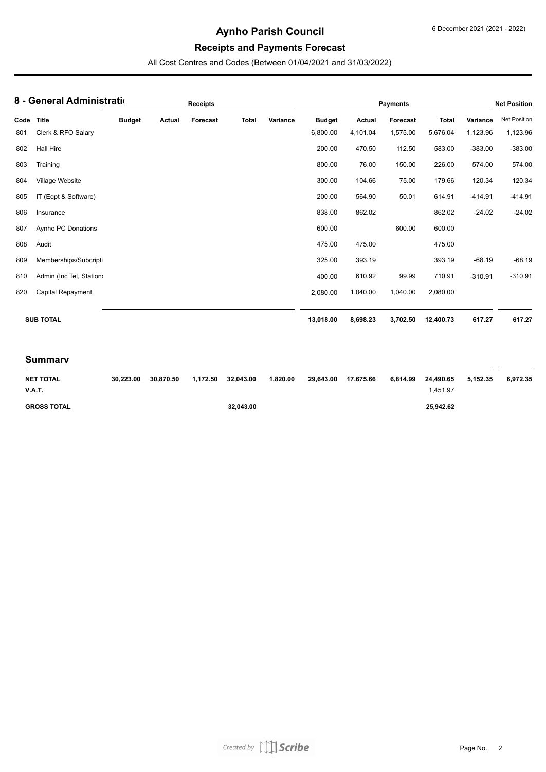# Aynho Parish Council

## Receipts and Payments Forecast

All Cost Centres and Codes (Between 01/04/2021 and 31/03/2022)

### 8 - General Administratic

| | | Receipts | | | | | Payments | | | | | Net Position |
|---|---|---|---|---|---|---|---|---|---|---|---|---|
| Code | Title | Budget | Actual | Forecast | Total | Variance | Budget | Actual | Forecast | Total | Variance | Net Position |
| 801 | Clerk & RFO Salary | | | | | | 6,800.00 | 4,101.04 | 1,575.00 | 5,676.04 | 1,123.96 | 1,123.96 |
| 802 | Hall Hire | | | | | | 200.00 | 470.50 | 112.50 | 583.00 | -383.00 | -383.00 |
| 803 | Training | | | | | | 800.00 | 76.00 | 150.00 | 226.00 | 574.00 | 574.00 |
| 804 | Village Website | | | | | | 300.00 | 104.66 | 75.00 | 179.66 | 120.34 | 120.34 |
| 805 | IT (Eqpt & Software) | | | | | | 200.00 | 564.90 | 50.01 | 614.91 | -414.91 | -414.91 |
| 806 | Insurance | | | | | | 838.00 | 862.02 | | 862.02 | -24.02 | -24.02 |
| 807 | Aynho PC Donations | | | | | | 600.00 | | 600.00 | 600.00 | | |
| 808 | Audit | | | | | | 475.00 | 475.00 | | 475.00 | | |
| 809 | Memberships/Subcripti | | | | | | 325.00 | 393.19 | | 393.19 | -68.19 | -68.19 |
| 810 | Admin (Inc Tel, Station | | | | | | 400.00 | 610.92 | 99.99 | 710.91 | -310.91 | -310.91 |
| 820 | Capital Repayment | | | | | | 2,080.00 | 1,040.00 | 1,040.00 | 2,080.00 | | |
| | **SUB TOTAL** | | | | | | **13,018.00** | **8,698.23** | **3,702.50** | **12,400.73** | **617.27** | **617.27** |

### Summary

| | Budget | Actual | Forecast | Total | Variance | Budget | Actual | Forecast | Total | Variance | Net Position |
|---|---|---|---|---|---|---|---|---|---|---|---|
| **NET TOTAL** | **30,223.00** | **30,870.50** | **1,172.50** | **32,043.00** | **1,820.00** | **29,643.00** | **17,675.66** | **6,814.99** | **24,490.65** | **5,152.35** | **6,972.35** |
| **V.A.T.** | | | | | | | | | 1,451.97 | | |
| **GROSS TOTAL** | | | | **32,043.00** | | | | | **25,942.62** | | |